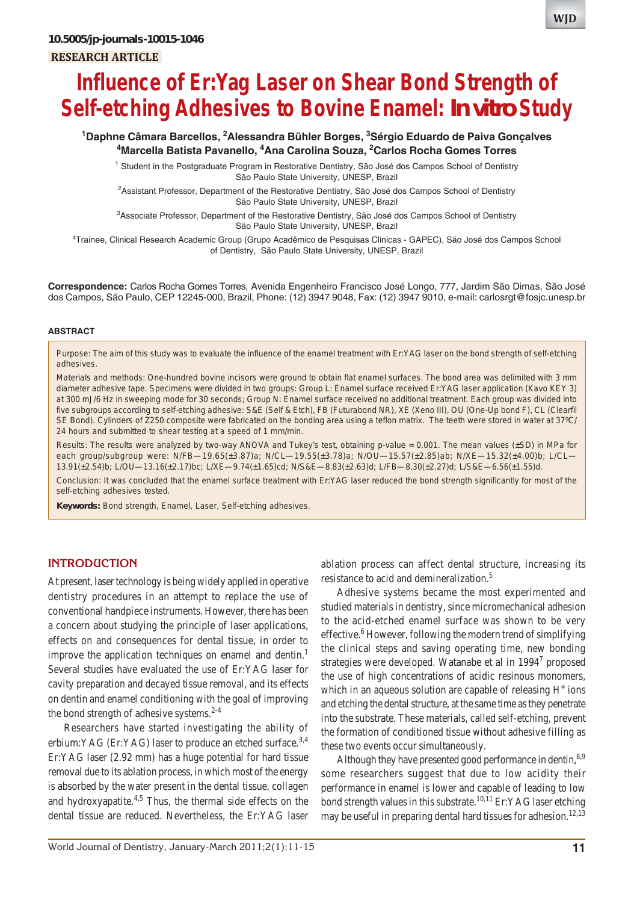10.5005/jp-journals-10015-1046

RESEARCH ARTICLE

# Influence of Er:Yag Laser on Shear Bond Strength of Self-etching Adhesives to Bovine Enamel: *In vitro* Study

[1]Daphne Câmara Barcellos, [2]Alessandra Bühler Borges, [3]Sérgio Eduardo de Paiva Gonçalves [4]Marcella Batista Pavanello, [4]Ana Carolina Souza, [2]Carlos Rocha Gomes Torres

[1] Student in the Postgraduate Program in Restorative Dentistry, São José dos Campos School of Dentistry São Paulo State University, UNESP, Brazil

[2]Assistant Professor, Department of the Restorative Dentistry, São José dos Campos School of Dentistry São Paulo State University, UNESP, Brazil

[3]Associate Professor, Department of the Restorative Dentistry, São José dos Campos School of Dentistry São Paulo State University, UNESP, Brazil

[4]Trainee, Clinical Research Academic Group (Grupo Acadêmico de Pesquisas Clinicas - GAPEC), São José dos Campos School of Dentistry, São Paulo State University, UNESP, Brazil

**Correspondence:** Carlos Rocha Gomes Torres, Avenida Engenheiro Francisco José Longo, 777, Jardim São Dimas, São José dos Campos, São Paulo, CEP 12245-000, Brazil, Phone: (12) 3947 9048, Fax: (12) 3947 9010, e-mail: carlosrgt@fosjc.unesp.br

## ABSTRACT

Purpose: The aim of this study was to evaluate the influence of the enamel treatment with Er:YAG laser on the bond strength of self-etching adhesives.

Materials and methods: One-hundred bovine incisors were ground to obtain flat enamel surfaces. The bond area was delimited with 3 mm diameter adhesive tape. Specimens were divided in two groups: Group L: Enamel surface received Er:YAG laser application (Kavo KEY 3) at 300 mJ/6 Hz in sweeping mode for 30 seconds; Group N: Enamel surface received no additional treatment. Each group was divided into five subgroups according to self-etching adhesive: S&E (Self & Etch), FB (Futurabond NR), XE (Xeno III), OU (One-Up bond F), CL (Clearfil SE Bond). Cylinders of Z250 composite were fabricated on the bonding area using a teflon matrix. The teeth were stored in water at 37ºC/ 24 hours and submitted to shear testing at a speed of 1 mm/min.

Results: The results were analyzed by two-way ANOVA and Tukey's test, obtaining p-value = 0.001. The mean values (±SD) in MPa for each group/subgroup were: N/FB—19.65(±3.87)a; N/CL—19.55(±3.78)a; N/OU—15.57(±2.85)ab; N/XE—15.32(±4.00)b; L/CL—13.91(±2.54)b; L/OU—13.16(±2.17)bc; L/XE—9.74(±1.65)cd; N/S&E—8.83(±2.63)d; L/FB—8.30(±2.27)d; L/S&E—6.56(±1.55)d.

Conclusion: It was concluded that the enamel surface treatment with Er:YAG laser reduced the bond strength significantly for most of the self-etching adhesives tested.

**Keywords:** Bond strength, Enamel, Laser, Self-etching adhesives.

## INTRODUCTION

At present, laser technology is being widely applied in operative dentistry procedures in an attempt to replace the use of conventional handpiece instruments. However, there has been a concern about studying the principle of laser applications, effects on and consequences for dental tissue, in order to improve the application techniques on enamel and dentin.[1] Several studies have evaluated the use of Er:YAG laser for cavity preparation and decayed tissue removal, and its effects on dentin and enamel conditioning with the goal of improving the bond strength of adhesive systems.[2-4]

Researchers have started investigating the ability of erbium:YAG (Er:YAG) laser to produce an etched surface.[3,4] Er:YAG laser (2.92 mm) has a huge potential for hard tissue removal due to its ablation process, in which most of the energy is absorbed by the water present in the dental tissue, collagen and hydroxyapatite.[4,5] Thus, the thermal side effects on the dental tissue are reduced. Nevertheless, the Er:YAG laser ablation process can affect dental structure, increasing its resistance to acid and demineralization.[5]

Adhesive systems became the most experimented and studied materials in dentistry, since micromechanical adhesion to the acid-etched enamel surface was shown to be very effective.[6] However, following the modern trend of simplifying the clinical steps and saving operating time, new bonding strategies were developed. Watanabe et al in 1994[7] proposed the use of high concentrations of acidic resinous monomers, which in an aqueous solution are capable of releasing $H^+$ ions and etching the dental structure, at the same time as they penetrate into the substrate. These materials, called self-etching, prevent the formation of conditioned tissue without adhesive filling as these two events occur simultaneously.

Although they have presented good performance in dentin,[8,9] some researchers suggest that due to low acidity their performance in enamel is lower and capable of leading to low bond strength values in this substrate.[10,11] Er:YAG laser etching may be useful in preparing dental hard tissues for adhesion.[12,13]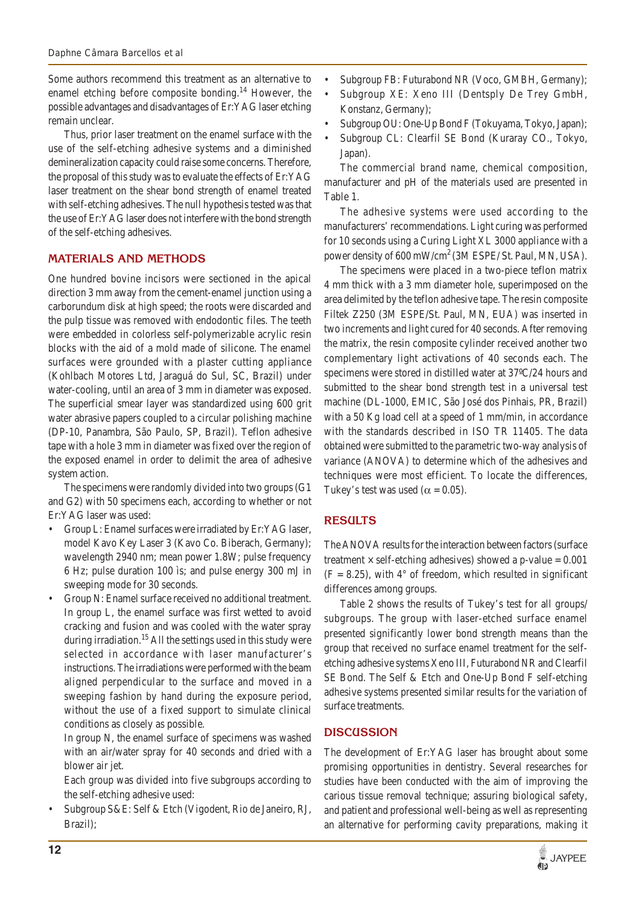Some authors recommend this treatment as an alternative to enamel etching before composite bonding.[14] However, the possible advantages and disadvantages of Er:YAG laser etching remain unclear.

Thus, prior laser treatment on the enamel surface with the use of the self-etching adhesive systems and a diminished demineralization capacity could raise some concerns. Therefore, the proposal of this study was to evaluate the effects of Er:YAG laser treatment on the shear bond strength of enamel treated with self-etching adhesives. The null hypothesis tested was that the use of Er:YAG laser does not interfere with the bond strength of the self-etching adhesives.

## MATERIALS AND METHODS

One hundred bovine incisors were sectioned in the apical direction 3 mm away from the cement-enamel junction using a carborundum disk at high speed; the roots were discarded and the pulp tissue was removed with endodontic files. The teeth were embedded in colorless self-polymerizable acrylic resin blocks with the aid of a mold made of silicone. The enamel surfaces were grounded with a plaster cutting appliance (Kohlbach Motores Ltd, Jaraguá do Sul, SC, Brazil) under water-cooling, until an area of 3 mm in diameter was exposed. The superficial smear layer was standardized using 600 grit water abrasive papers coupled to a circular polishing machine (DP-10, Panambra, São Paulo, SP, Brazil). Teflon adhesive tape with a hole 3 mm in diameter was fixed over the region of the exposed enamel in order to delimit the area of adhesive system action.

The specimens were randomly divided into two groups (G1 and G2) with 50 specimens each, according to whether or not Er:YAG laser was used:

- Group L: Enamel surfaces were irradiated by Er:YAG laser, model Kavo Key Laser 3 (Kavo Co. Biberach, Germany); wavelength 2940 nm; mean power 1.8W; pulse frequency 6 Hz; pulse duration 100 ìs; and pulse energy 300 mJ in sweeping mode for 30 seconds.
- Group N: Enamel surface received no additional treatment. In group L, the enamel surface was first wetted to avoid cracking and fusion and was cooled with the water spray during irradiation.[15] All the settings used in this study were selected in accordance with laser manufacturer's instructions. The irradiations were performed with the beam aligned perpendicular to the surface and moved in a sweeping fashion by hand during the exposure period, without the use of a fixed support to simulate clinical conditions as closely as possible.

  In group N, the enamel surface of specimens was washed with an air/water spray for 40 seconds and dried with a blower air jet.

  Each group was divided into five subgroups according to the self-etching adhesive used:
- Subgroup S&E: Self & Etch (Vigodent, Rio de Janeiro, RJ, Brazil);
- Subgroup FB: Futurabond NR (Voco, GMBH, Germany);
- Subgroup XE: Xeno III (Dentsply De Trey GmbH, Konstanz, Germany);
- Subgroup OU: One-Up Bond F (Tokuyama, Tokyo, Japan);
- Subgroup CL: Clearfil SE Bond (Kuraray CO., Tokyo, Japan).

The commercial brand name, chemical composition, manufacturer and pH of the materials used are presented in Table 1.

The adhesive systems were used according to the manufacturers' recommendations. Light curing was performed for 10 seconds using a Curing Light XL 3000 appliance with a power density of 600 $mW/cm^2$ (3M ESPE/ St. Paul, MN, USA).

The specimens were placed in a two-piece teflon matrix 4 mm thick with a 3 mm diameter hole, superimposed on the area delimited by the teflon adhesive tape. The resin composite Filtek Z250 (3M ESPE/St. Paul, MN, EUA) was inserted in two increments and light cured for 40 seconds. After removing the matrix, the resin composite cylinder received another two complementary light activations of 40 seconds each. The specimens were stored in distilled water at 37ºC/24 hours and submitted to the shear bond strength test in a universal test machine (DL-1000, EMIC, São José dos Pinhais, PR, Brazil) with a 50 Kg load cell at a speed of 1 mm/min, in accordance with the standards described in ISO TR 11405. The data obtained were submitted to the parametric two-way analysis of variance (ANOVA) to determine which of the adhesives and techniques were most efficient. To locate the differences, Tukey's test was used ($\alpha = 0.05$).

## RESULTS

The ANOVA results for the interaction between factors (surface treatment × self-etching adhesives) showed a p-value = 0.001 (F = 8.25), with 4° of freedom, which resulted in significant differences among groups.

Table 2 shows the results of Tukey's test for all groups/ subgroups. The group with laser-etched surface enamel presented significantly lower bond strength means than the group that received no surface enamel treatment for the self-etching adhesive systems Xeno III, Futurabond NR and Clearfil SE Bond. The Self & Etch and One-Up Bond F self-etching adhesive systems presented similar results for the variation of surface treatments.

## DISCUSSION

The development of Er:YAG laser has brought about some promising opportunities in dentistry. Several researches for studies have been conducted with the aim of improving the carious tissue removal technique; assuring biological safety, and patient and professional well-being as well as representing an alternative for performing cavity preparations, making it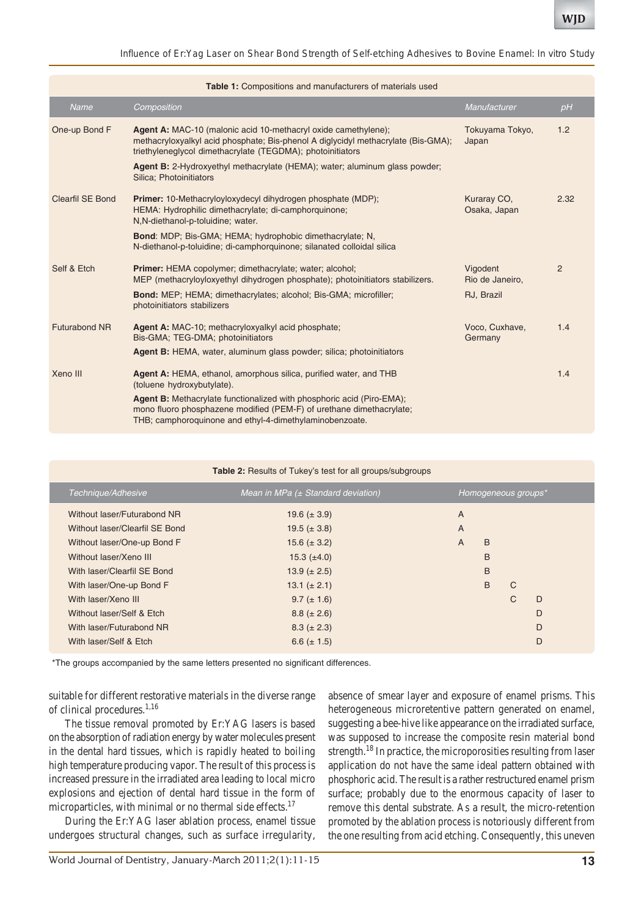**Table 1:** Compositions and manufacturers of materials used

| Name | Composition | Manufacturer | pH |
|---|---|---|---|
| One-up Bond F | **Agent A:** MAC-10 (malonic acid 10-methacryl oxide camethylene); methacryloxyalkyl acid phosphate; Bis-phenol A diglycidyl methacrylate (Bis-GMA); triethyleneglycol dimethacrylate (TEGDMA); photoinitiators<br>**Agent B:** 2-Hydroxyethyl methacrylate (HEMA); water; aluminum glass powder; Silica; Photoinitiators | Tokuyama Tokyo, Japan | 1.2 |
| Clearfil SE Bond | **Primer:** 10-Methacryloyloxydecyl dihydrogen phosphate (MDP); HEMA: Hydrophilic dimethacrylate; di-camphorquinone; N,N-diethanol-p-toluidine; water.<br>**Bond**: MDP; Bis-GMA; HEMA; hydrophobic dimethacrylate; N, N-diethanol-p-toluidine; di-camphorquinone; silanated colloidal silica | Kuraray CO, Osaka, Japan | 2.32 |
| Self & Etch | **Primer:** HEMA copolymer; dimethacrylate; water; alcohol; MEP (methacryloyloxyethyl dihydrogen phosphate); photoinitiators stabilizers.<br>**Bond:** MEP; HEMA; dimethacrylates; alcohol; Bis-GMA; microfiller; photoinitiators stabilizers | Vigodent Rio de Janeiro, RJ, Brazil | 2 |
| Futurabond NR | **Agent A:** MAC-10; methacryloxyalkyl acid phosphate; Bis-GMA; TEG-DMA; photoinitiators<br>**Agent B:** HEMA, water, aluminum glass powder; silica; photoinitiators | Voco, Cuxhave, Germany | 1.4 |
| Xeno III | **Agent A:** HEMA, ethanol, amorphous silica, purified water, and THB (toluene hydroxybutylate).<br>**Agent B:** Methacrylate functionalized with phosphoric acid (Piro-EMA); mono fluoro phosphazene modified (PEM-F) of urethane dimethacrylate; THB; camphoroquinone and ethyl-4-dimethylaminobenzoate. | | 1.4 |

**Table 2:** Results of Tukey's test for all groups/subgroups

| Technique/Adhesive | Mean in MPa (± Standard deviation) | Homogeneous groups* | | | |
|---|---|---|---|---|---|
| Without laser/Futurabond NR | 19.6 (± 3.9) | A | | | |
| Without laser/Clearfil SE Bond | 19.5 (± 3.8) | A | | | |
| Without laser/One-up Bond F | 15.6 (± 3.2) | A | B | | |
| Without laser/Xeno III | 15.3 (±4.0) | | B | | |
| With laser/Clearfil SE Bond | 13.9 (± 2.5) | | B | | |
| With laser/One-up Bond F | 13.1 (± 2.1) | | B | C | |
| With laser/Xeno III | 9.7 (± 1.6) | | | C | D |
| Without laser/Self & Etch | 8.8 (± 2.6) | | | | D |
| With laser/Futurabond NR | 8.3 (± 2.3) | | | | D |
| With laser/Self & Etch | 6.6 (± 1.5) | | | | D |

*The groups accompanied by the same letters presented no significant differences.

suitable for different restorative materials in the diverse range of clinical procedures.[1,16]

The tissue removal promoted by Er:YAG lasers is based on the absorption of radiation energy by water molecules present in the dental hard tissues, which is rapidly heated to boiling high temperature producing vapor. The result of this process is increased pressure in the irradiated area leading to local micro explosions and ejection of dental hard tissue in the form of microparticles, with minimal or no thermal side effects.[17]

During the Er:YAG laser ablation process, enamel tissue undergoes structural changes, such as surface irregularity, absence of smear layer and exposure of enamel prisms. This heterogeneous microretentive pattern generated on enamel, suggesting a bee-hive like appearance on the irradiated surface, was supposed to increase the composite resin material bond strength.[18] In practice, the microporosities resulting from laser application do not have the same ideal pattern obtained with phosphoric acid. The result is a rather restructured enamel prism surface; probably due to the enormous capacity of laser to remove this dental substrate. As a result, the micro-retention promoted by the ablation process is notoriously different from the one resulting from acid etching. Consequently, this uneven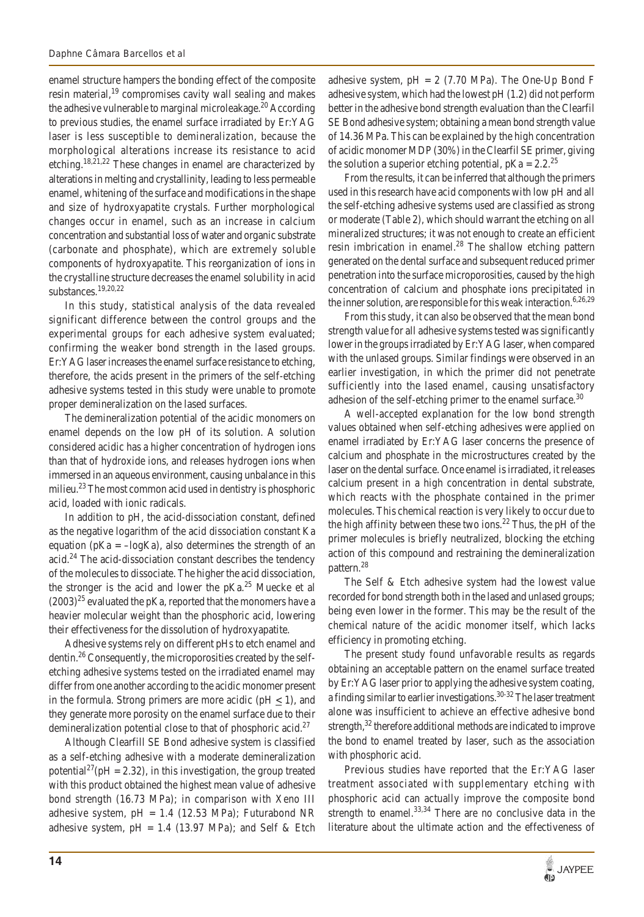enamel structure hampers the bonding effect of the composite resin material,[19] compromises cavity wall sealing and makes the adhesive vulnerable to marginal microleakage.[20] According to previous studies, the enamel surface irradiated by Er:YAG laser is less susceptible to demineralization, because the morphological alterations increase its resistance to acid etching.[18,21,22] These changes in enamel are characterized by alterations in melting and crystallinity, leading to less permeable enamel, whitening of the surface and modifications in the shape and size of hydroxyapatite crystals. Further morphological changes occur in enamel, such as an increase in calcium concentration and substantial loss of water and organic substrate (carbonate and phosphate), which are extremely soluble components of hydroxyapatite. This reorganization of ions in the crystalline structure decreases the enamel solubility in acid substances.[19,20,22]

In this study, statistical analysis of the data revealed significant difference between the control groups and the experimental groups for each adhesive system evaluated; confirming the weaker bond strength in the lased groups. Er:YAG laser increases the enamel surface resistance to etching, therefore, the acids present in the primers of the self-etching adhesive systems tested in this study were unable to promote proper demineralization on the lased surfaces.

The demineralization potential of the acidic monomers on enamel depends on the low pH of its solution. A solution considered acidic has a higher concentration of hydrogen ions than that of hydroxide ions, and releases hydrogen ions when immersed in an aqueous environment, causing unbalance in this milieu.[23] The most common acid used in dentistry is phosphoric acid, loaded with ionic radicals.

In addition to pH, the acid-dissociation constant, defined as the negative logarithm of the acid dissociation constant Ka equation ($pKa = -logKa$), also determines the strength of an acid.[24] The acid-dissociation constant describes the tendency of the molecules to dissociate. The higher the acid dissociation, the stronger is the acid and lower the pKa.[25] Muecke et al (2003)[25] evaluated the pKa, reported that the monomers have a heavier molecular weight than the phosphoric acid, lowering their effectiveness for the dissolution of hydroxyapatite.

Adhesive systems rely on different pHs to etch enamel and dentin.[26] Consequently, the microporosities created by the self-etching adhesive systems tested on the irradiated enamel may differ from one another according to the acidic monomer present in the formula. Strong primers are more acidic ($pH \leq 1$), and they generate more porosity on the enamel surface due to their demineralization potential close to that of phosphoric acid.[27]

Although Clearfill SE Bond adhesive system is classified as a self-etching adhesive with a moderate demineralization potential[27] ($pH = 2.32$), in this investigation, the group treated with this product obtained the highest mean value of adhesive bond strength (16.73 MPa); in comparison with Xeno III adhesive system, pH = 1.4 (12.53 MPa); Futurabond NR adhesive system, pH = 1.4 (13.97 MPa); and Self & Etch adhesive system, pH = 2 (7.70 MPa). The One-Up Bond F adhesive system, which had the lowest pH (1.2) did not perform better in the adhesive bond strength evaluation than the Clearfil SE Bond adhesive system; obtaining a mean bond strength value of 14.36 MPa. This can be explained by the high concentration of acidic monomer MDP (30%) in the Clearfil SE primer, giving the solution a superior etching potential, pKa = 2.2.[25]

From the results, it can be inferred that although the primers used in this research have acid components with low pH and all the self-etching adhesive systems used are classified as strong or moderate (Table 2), which should warrant the etching on all mineralized structures; it was not enough to create an efficient resin imbrication in enamel.[28] The shallow etching pattern generated on the dental surface and subsequent reduced primer penetration into the surface microporosities, caused by the high concentration of calcium and phosphate ions precipitated in the inner solution, are responsible for this weak interaction.[6,26,29]

From this study, it can also be observed that the mean bond strength value for all adhesive systems tested was significantly lower in the groups irradiated by Er:YAG laser, when compared with the unlased groups. Similar findings were observed in an earlier investigation, in which the primer did not penetrate sufficiently into the lased enamel, causing unsatisfactory adhesion of the self-etching primer to the enamel surface.[30]

A well-accepted explanation for the low bond strength values obtained when self-etching adhesives were applied on enamel irradiated by Er:YAG laser concerns the presence of calcium and phosphate in the microstructures created by the laser on the dental surface. Once enamel is irradiated, it releases calcium present in a high concentration in dental substrate, which reacts with the phosphate contained in the primer molecules. This chemical reaction is very likely to occur due to the high affinity between these two ions.[22] Thus, the pH of the primer molecules is briefly neutralized, blocking the etching action of this compound and restraining the demineralization pattern.[28]

The Self & Etch adhesive system had the lowest value recorded for bond strength both in the lased and unlased groups; being even lower in the former. This may be the result of the chemical nature of the acidic monomer itself, which lacks efficiency in promoting etching.

The present study found unfavorable results as regards obtaining an acceptable pattern on the enamel surface treated by Er:YAG laser prior to applying the adhesive system coating, a finding similar to earlier investigations.[30-32] The laser treatment alone was insufficient to achieve an effective adhesive bond strength,[32] therefore additional methods are indicated to improve the bond to enamel treated by laser, such as the association with phosphoric acid.

Previous studies have reported that the Er:YAG laser treatment associated with supplementary etching with phosphoric acid can actually improve the composite bond strength to enamel.[33,34] There are no conclusive data in the literature about the ultimate action and the effectiveness of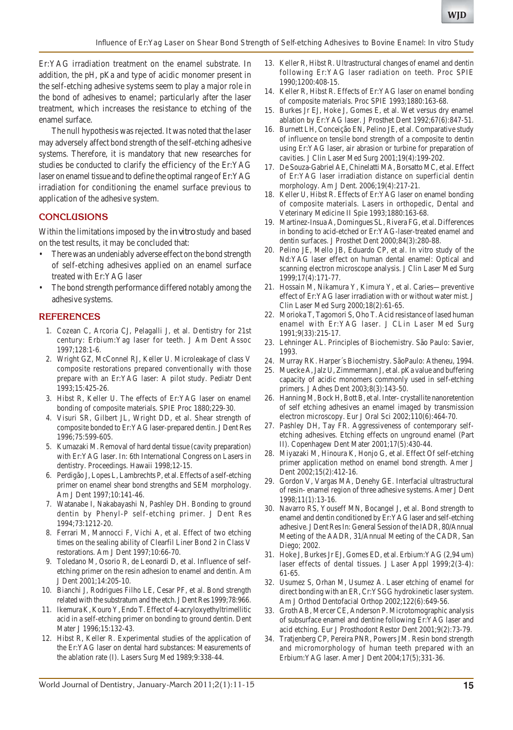Er:YAG irradiation treatment on the enamel substrate. In addition, the pH, pKa and type of acidic monomer present in the self-etching adhesive systems seem to play a major role in the bond of adhesives to enamel; particularly after the laser treatment, which increases the resistance to etching of the enamel surface.

The null hypothesis was rejected. It was noted that the laser may adversely affect bond strength of the self-etching adhesive systems. Therefore, it is mandatory that new researches for studies be conducted to clarify the efficiency of the Er:YAG laser on enamel tissue and to define the optimal range of Er:YAG irradiation for conditioning the enamel surface previous to application of the adhesive system.

## CONCLUSIONS

Within the limitations imposed by the *in vitro* study and based on the test results, it may be concluded that:

- There was an undeniably adverse effect on the bond strength of self-etching adhesives applied on an enamel surface treated with Er:YAG laser
- The bond strength performance differed notably among the adhesive systems.

## REFERENCES

1. Cozean C, Arcoria CJ, Pelagalli J, et al. Dentistry for 21st century: Erbium:Yag laser for teeth. J Am Dent Assoc 1997;128:1-6.
2. Wright GZ, McConnel RJ, Keller U. Microleakage of class V composite restorations prepared conventionally with those prepare with an Er:YAG laser: A pilot study. Pediatr Dent 1993;15:425-26.
3. Hibst R, Keller U. The effects of Er:YAG laser on enamel bonding of composite materials. SPIE Proc 1880;229-30.
4. Visuri SR, Gilbert JL, Wright DD, et al. Shear strength of composite bonded to Er:YAG laser-prepared dentin. J Dent Res 1996;75:599-605.
5. Kumazaki M. Removal of hard dental tissue (cavity preparation) with Er:YAG laser. In: 6th International Congress on Lasers in dentistry. Proceedings. Hawaii 1998;12-15.
6. Perdigão J, Lopes L, Lambrechts P, et al. Effects of a self-etching primer on enamel shear bond strengths and SEM morphology. Am J Dent 1997;10:141-46.
7. Watanabe I, Nakabayashi N, Pashley DH. Bonding to ground dentin by Phenyl-P self-etching primer. J Dent Res 1994;73:1212-20.
8. Ferrari M, Mannocci F, Vichi A, et al. Effect of two etching times on the sealing ability of Clearfil Liner Bond 2 in Class V restorations. Am J Dent 1997;10:66-70.
9. Toledano M, Osorio R, de Leonardi D, et al. Influence of self-etching primer on the resin adhesion to enamel and dentin. Am J Dent 2001;14:205-10.
10. Bianchi J, Rodrigues Filho LE, Cesar PF, et al. Bond strength related with the substratum and the etch. J Dent Res 1999;78:966.
11. Ikemura K, Kouro Y, Endo T. Effect of 4-acryloxyethyltrimellitic acid in a self-etching primer on bonding to ground dentin. Dent Mater J 1996;15:132-43.
12. Hibst R, Keller R. Experimental studies of the application of the Er:YAG laser on dental hard substances: Measurements of the ablation rate (I). Lasers Surg Med 1989;9:338-44.
13. Keller R, Hibst R. Ultrastructural changes of enamel and dentin following Er:YAG laser radiation on teeth. Proc SPIE 1990;1200:408-15.
14. Keller R, Hibst R. Effects of Er:YAG laser on enamel bonding of composite materials. Proc SPIE 1993;1880:163-68.
15. Burkes Jr EJ, Hoke J, Gomes E, et al. Wet versus dry enamel ablation by Er:YAG laser. J Prosthet Dent 1992;67(6):847-51.
16. Burnett LH, Conceição EN, Pelino JE, et al. Comparative study of influence on tensile bond strength of a composite to dentin using Er:YAG laser, air abrasion or turbine for preparation of cavities. J Clin Laser Med Surg 2001;19(4):199-202.
17. De Souza-Gabriel AE, Chinelatti MA, Borsatto MC, et al. Effect of Er:YAG laser irradiation distance on superficial dentin morphology. Am J Dent. 2006;19(4):217-21.
18. Keller U, Hibst R. Effects of Er:YAG laser on enamel bonding of composite materials. Lasers in orthopedic, Dental and Veterinary Medicine II Spie 1993;1880:163-68.
19. Martinez-Insua A, Domingues SL, Rivera FG, et al. Differences in bonding to acid-etched or Er:YAG-laser-treated enamel and dentin surfaces. J Prosthet Dent 2000;84(3):280-88.
20. Pelino JE, Mello JB, Eduardo CP, et al. In vitro study of the Nd:YAG laser effect on human dental enamel: Optical and scanning electron microscope analysis. J Clin Laser Med Surg 1999;17(4):171-77.
21. Hossain M, Nikamura Y, Kimura Y, et al. Caries—preventive effect of Er:YAG laser irradiation with or without water mist. J Clin Laser Med Surg 2000;18(2):61-65.
22. Morioka T, Tagomori S, Oho T. Acid resistance of lased human enamel with Er:YAG laser. J CLin Laser Med Surg 1991;9(33):215-17.
23. Lehninger AL. Principles of Biochemistry. São Paulo: Savier, 1993.
24. Murray RK. Harper´s Biochemistry. SãoPaulo: Atheneu, 1994.
25. Muecke A, Jalz U, Zimmermann J, et al. pKa value and buffering capacity of acidic monomers commonly used in self-etching primers. J Adhes Dent 2003;8(3):143-50.
26. Hanning M, Bock H, Bott B, et al. Inter- crystallite nanoretention of self etching adhesives an enamel imaged by transmission electron microscopy. Eur J Oral Sci 2002;110(6):464-70.
27. Pashley DH, Tay FR. Aggressiveness of contemporary self-etching adhesives. Etching effects on unground enamel (Part II). Copenhagew Dent Mater 2001;17(5):430-44.
28. Miyazaki M, Hinoura K, Honjo G, et al. Effect of self-etching primer application method on enamel bond strength. Amer J Dent 2002;15(2):412-16.
29. Gordon V, Vargas MA, Denehy GE. Interfacial ultrastructural of resin- enamel region of three adhesive systems. Amer J Dent 1998;11(1):13-16.
30. Navarro RS, Youseff MN, Bocangel J, et al. Bond strength to enamel and dentin conditioned by Er:YAG laser and self-etching adhesive. J Dent Res In: General Session of the IADR, 80/Annual Meeting of the AADR, 31/Annual Meeting of the CADR, San Diego; 2002.
31. Hoke J, Burkes Jr EJ, Gomes ED, et al. Erbium:YAG (2,94 um) laser effects of dental tissues. J Laser Appl 1999;2(3-4): 61-65.
32. Usumez S, Orhan M, Usumez A. Laser etching of enamel for direct bonding with an ER, Cr:YSGG hydrokinetic laser system. Am J Orthod Dentofacial Orthop 2002;122(6):649-56.
33. Groth AB, Mercer CE, Anderson P. Microtomographic analysis of subsurface enamel and dentine following Er:YAG laser and acid etching. Eur J Prosthodont Restor Dent 2001;9(2):73-79.
34. Tratjenberg CP, Pereira PNR, Powers JM. Resin bond strength and micromorphology of human teeth prepared with an Erbium:YAG laser. Amer J Dent 2004;17(5);331-36.